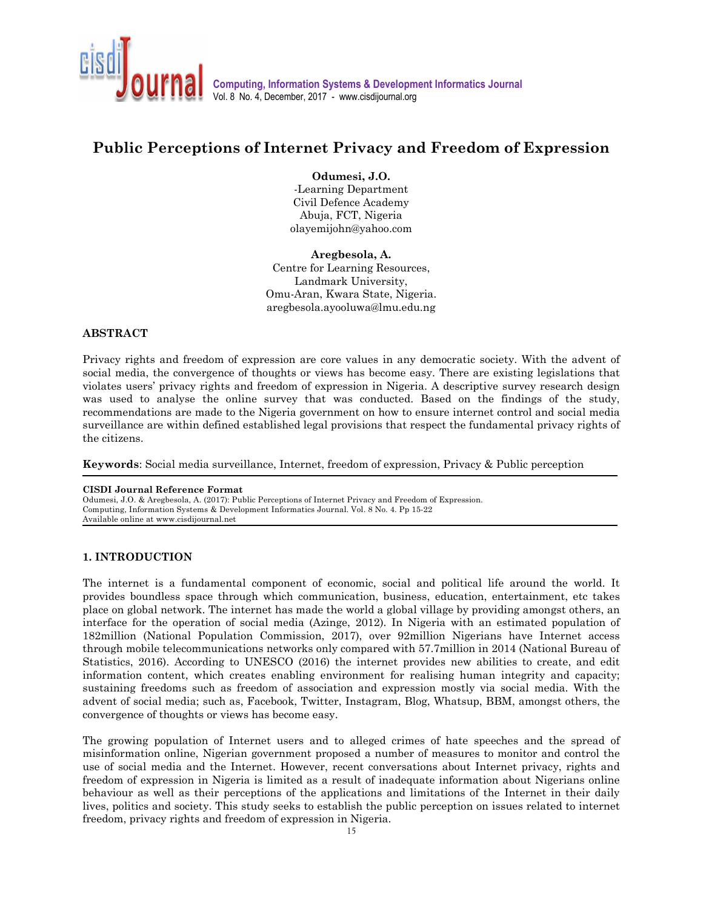# Public Perceptions of Internet Privacy and Freedom of Expression

**Odumesi, J.O.**
-Learning Department
Civil Defence Academy
Abuja, FCT, Nigeria
olayemijohn@yahoo.com

**Aregbesola, A.**
Centre for Learning Resources,
Landmark University,
Omu-Aran, Kwara State, Nigeria.
aregbesola.ayooluwa@lmu.edu.ng

## ABSTRACT

Privacy rights and freedom of expression are core values in any democratic society. With the advent of social media, the convergence of thoughts or views has become easy. There are existing legislations that violates users' privacy rights and freedom of expression in Nigeria. A descriptive survey research design was used to analyse the online survey that was conducted. Based on the findings of the study, recommendations are made to the Nigeria government on how to ensure internet control and social media surveillance are within defined established legal provisions that respect the fundamental privacy rights of the citizens.

**Keywords**: Social media surveillance, Internet, freedom of expression, Privacy & Public perception

**CISDI Journal Reference Format**
Odumesi, J.O. & Aregbesola, A. (2017): Public Perceptions of Internet Privacy and Freedom of Expression. Computing, Information Systems & Development Informatics Journal. Vol. 8 No. 4. Pp 15-22
Available online at www.cisdijournal.net

## 1. INTRODUCTION

The internet is a fundamental component of economic, social and political life around the world. It provides boundless space through which communication, business, education, entertainment, etc takes place on global network. The internet has made the world a global village by providing amongst others, an interface for the operation of social media (Azinge, 2012). In Nigeria with an estimated population of 182million (National Population Commission, 2017), over 92million Nigerians have Internet access through mobile telecommunications networks only compared with 57.7million in 2014 (National Bureau of Statistics, 2016). According to UNESCO (2016) the internet provides new abilities to create, and edit information content, which creates enabling environment for realising human integrity and capacity; sustaining freedoms such as freedom of association and expression mostly via social media. With the advent of social media; such as, Facebook, Twitter, Instagram, Blog, Whatsup, BBM, amongst others, the convergence of thoughts or views has become easy.

The growing population of Internet users and to alleged crimes of hate speeches and the spread of misinformation online, Nigerian government proposed a number of measures to monitor and control the use of social media and the Internet. However, recent conversations about Internet privacy, rights and freedom of expression in Nigeria is limited as a result of inadequate information about Nigerians online behaviour as well as their perceptions of the applications and limitations of the Internet in their daily lives, politics and society. This study seeks to establish the public perception on issues related to internet freedom, privacy rights and freedom of expression in Nigeria.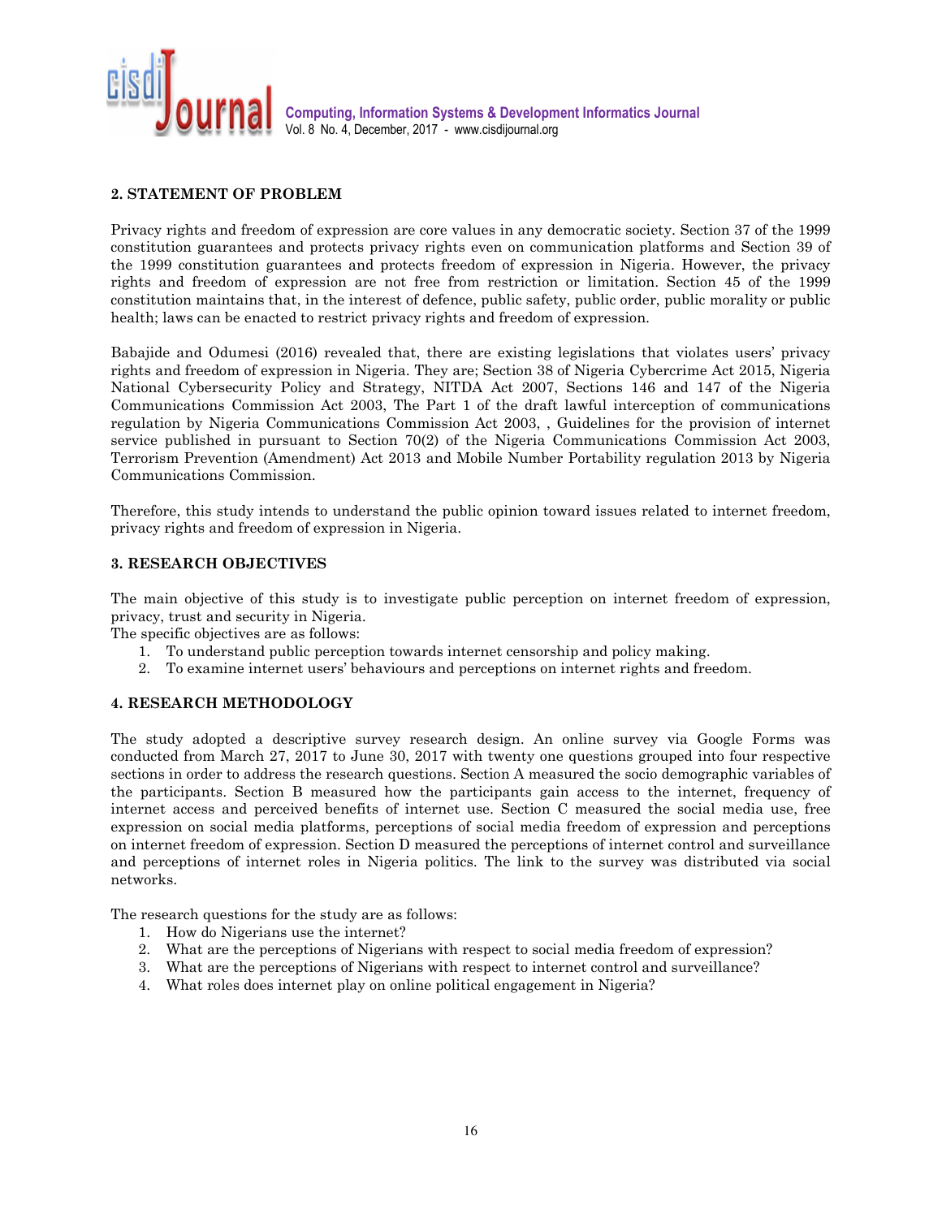## 2. STATEMENT OF PROBLEM

Privacy rights and freedom of expression are core values in any democratic society. Section 37 of the 1999 constitution guarantees and protects privacy rights even on communication platforms and Section 39 of the 1999 constitution guarantees and protects freedom of expression in Nigeria. However, the privacy rights and freedom of expression are not free from restriction or limitation. Section 45 of the 1999 constitution maintains that, in the interest of defence, public safety, public order, public morality or public health; laws can be enacted to restrict privacy rights and freedom of expression.

Babajide and Odumesi (2016) revealed that, there are existing legislations that violates users' privacy rights and freedom of expression in Nigeria. They are; Section 38 of Nigeria Cybercrime Act 2015, Nigeria National Cybersecurity Policy and Strategy, NITDA Act 2007, Sections 146 and 147 of the Nigeria Communications Commission Act 2003, The Part 1 of the draft lawful interception of communications regulation by Nigeria Communications Commission Act 2003, , Guidelines for the provision of internet service published in pursuant to Section 70(2) of the Nigeria Communications Commission Act 2003, Terrorism Prevention (Amendment) Act 2013 and Mobile Number Portability regulation 2013 by Nigeria Communications Commission.

Therefore, this study intends to understand the public opinion toward issues related to internet freedom, privacy rights and freedom of expression in Nigeria.

## 3. RESEARCH OBJECTIVES

The main objective of this study is to investigate public perception on internet freedom of expression, privacy, trust and security in Nigeria.
The specific objectives are as follows:

1. To understand public perception towards internet censorship and policy making.
2. To examine internet users' behaviours and perceptions on internet rights and freedom.

## 4. RESEARCH METHODOLOGY

The study adopted a descriptive survey research design. An online survey via Google Forms was conducted from March 27, 2017 to June 30, 2017 with twenty one questions grouped into four respective sections in order to address the research questions. Section A measured the socio demographic variables of the participants. Section B measured how the participants gain access to the internet, frequency of internet access and perceived benefits of internet use. Section C measured the social media use, free expression on social media platforms, perceptions of social media freedom of expression and perceptions on internet freedom of expression. Section D measured the perceptions of internet control and surveillance and perceptions of internet roles in Nigeria politics. The link to the survey was distributed via social networks.

The research questions for the study are as follows:

1. How do Nigerians use the internet?
2. What are the perceptions of Nigerians with respect to social media freedom of expression?
3. What are the perceptions of Nigerians with respect to internet control and surveillance?
4. What roles does internet play on online political engagement in Nigeria?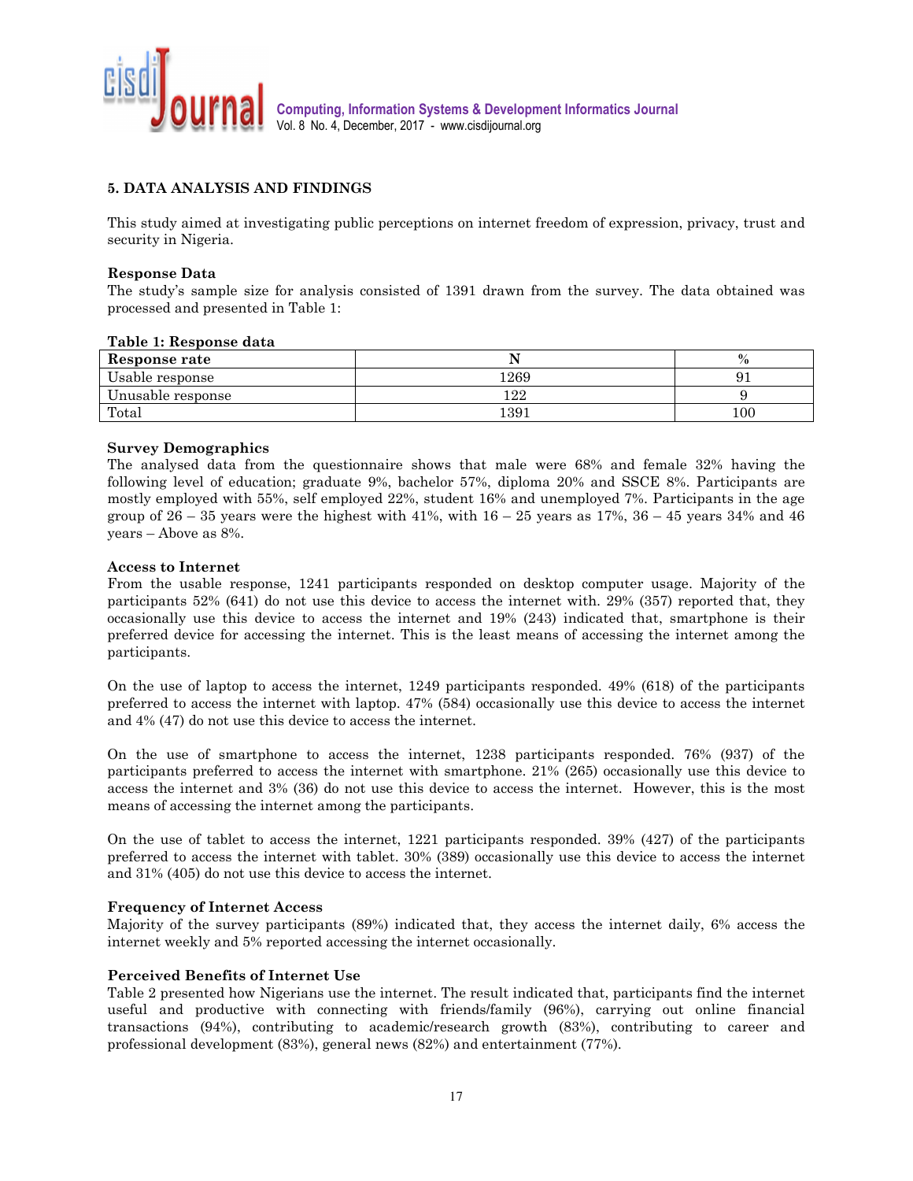## 5. DATA ANALYSIS AND FINDINGS

This study aimed at investigating public perceptions on internet freedom of expression, privacy, trust and security in Nigeria.

### Response Data

The study's sample size for analysis consisted of 1391 drawn from the survey. The data obtained was processed and presented in Table 1:

**Table 1: Response data**

| Response rate | N | % |
|---|---|---|
| Usable response | 1269 | 91 |
| Unusable response | 122 | 9 |
| Total | 1391 | 100 |

### Survey Demographics

The analysed data from the questionnaire shows that male were 68% and female 32% having the following level of education; graduate 9%, bachelor 57%, diploma 20% and SSCE 8%. Participants are mostly employed with 55%, self employed 22%, student 16% and unemployed 7%. Participants in the age group of 26 – 35 years were the highest with 41%, with 16 – 25 years as 17%, 36 – 45 years 34% and 46 years – Above as 8%.

### Access to Internet

From the usable response, 1241 participants responded on desktop computer usage. Majority of the participants 52% (641) do not use this device to access the internet with. 29% (357) reported that, they occasionally use this device to access the internet and 19% (243) indicated that, smartphone is their preferred device for accessing the internet. This is the least means of accessing the internet among the participants.

On the use of laptop to access the internet, 1249 participants responded. 49% (618) of the participants preferred to access the internet with laptop. 47% (584) occasionally use this device to access the internet and 4% (47) do not use this device to access the internet.

On the use of smartphone to access the internet, 1238 participants responded. 76% (937) of the participants preferred to access the internet with smartphone. 21% (265) occasionally use this device to access the internet and 3% (36) do not use this device to access the internet. However, this is the most means of accessing the internet among the participants.

On the use of tablet to access the internet, 1221 participants responded. 39% (427) of the participants preferred to access the internet with tablet. 30% (389) occasionally use this device to access the internet and 31% (405) do not use this device to access the internet.

### Frequency of Internet Access

Majority of the survey participants (89%) indicated that, they access the internet daily, 6% access the internet weekly and 5% reported accessing the internet occasionally.

### Perceived Benefits of Internet Use

Table 2 presented how Nigerians use the internet. The result indicated that, participants find the internet useful and productive with connecting with friends/family (96%), carrying out online financial transactions (94%), contributing to academic/research growth (83%), contributing to career and professional development (83%), general news (82%) and entertainment (77%).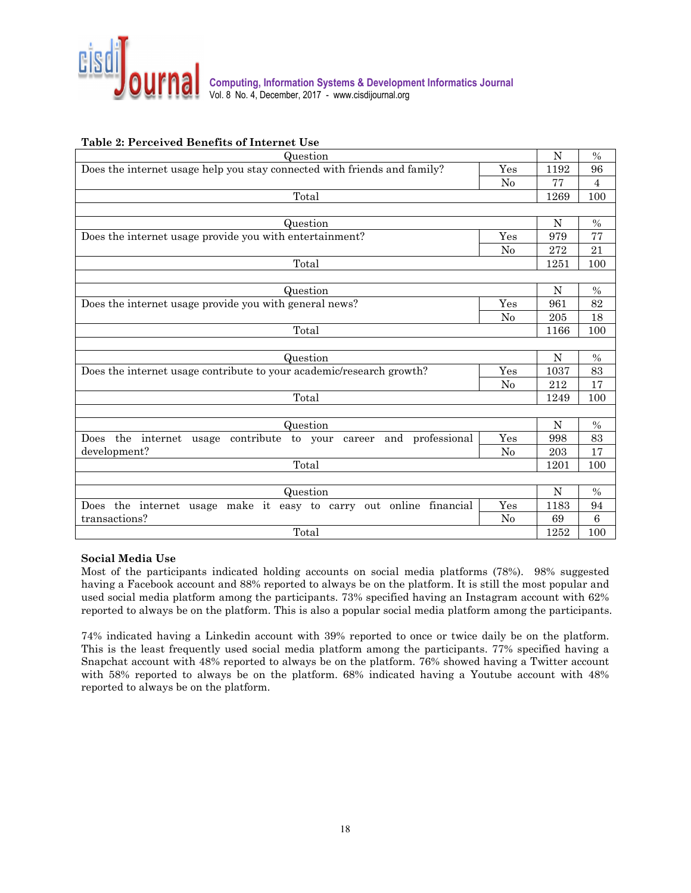**Table 2: Perceived Benefits of Internet Use**

| Question | | N | % |
|---|---|---|---|
| Does the internet usage help you stay connected with friends and family? | Yes | 1192 | 96 |
| | No | 77 | 4 |
| Total | | 1269 | 100 |
| | | | |
| Question | | N | % |
| Does the internet usage provide you with entertainment? | Yes | 979 | 77 |
| | No | 272 | 21 |
| Total | | 1251 | 100 |
| | | | |
| Question | | N | % |
| Does the internet usage provide you with general news? | Yes | 961 | 82 |
| | No | 205 | 18 |
| Total | | 1166 | 100 |
| | | | |
| Question | | N | % |
| Does the internet usage contribute to your academic/research growth? | Yes | 1037 | 83 |
| | No | 212 | 17 |
| Total | | 1249 | 100 |
| | | | |
| Question | | N | % |
| Does the internet usage contribute to your career and professional development? | Yes | 998 | 83 |
| | No | 203 | 17 |
| Total | | 1201 | 100 |
| | | | |
| Question | | N | % |
| Does the internet usage make it easy to carry out online financial transactions? | Yes | 1183 | 94 |
| | No | 69 | 6 |
| Total | | 1252 | 100 |

**Social Media Use**

Most of the participants indicated holding accounts on social media platforms (78%). 98% suggested having a Facebook account and 88% reported to always be on the platform. It is still the most popular and used social media platform among the participants. 73% specified having an Instagram account with 62% reported to always be on the platform. This is also a popular social media platform among the participants.

74% indicated having a Linkedin account with 39% reported to once or twice daily be on the platform. This is the least frequently used social media platform among the participants. 77% specified having a Snapchat account with 48% reported to always be on the platform. 76% showed having a Twitter account with 58% reported to always be on the platform. 68% indicated having a Youtube account with 48% reported to always be on the platform.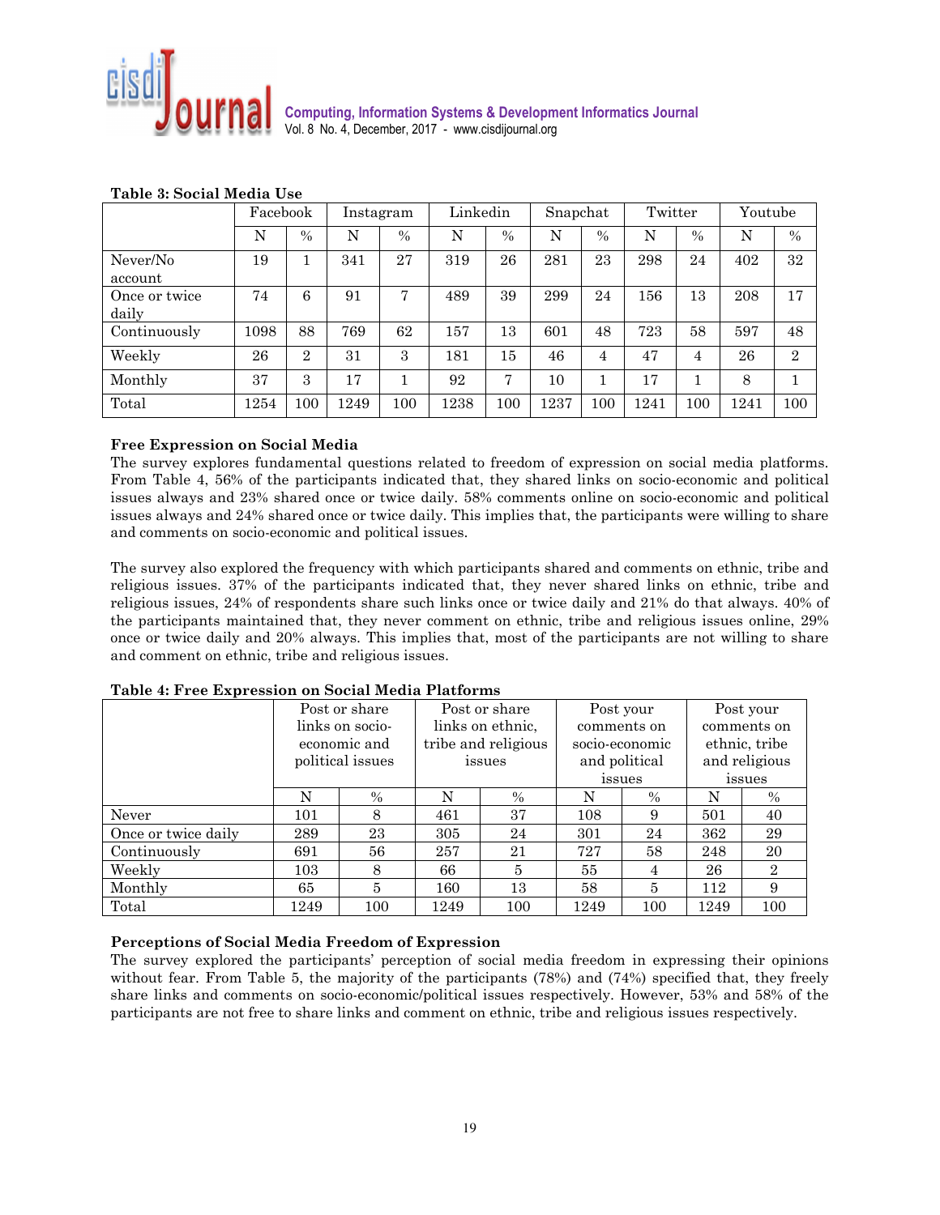**Table 3: Social Media Use**

| | Facebook | | Instagram | | Linkedin | | Snapchat | | Twitter | | Youtube | |
|---|---|---|---|---|---|---|---|---|---|---|---|---|
| | N | % | N | % | N | % | N | % | N | % | N | % |
| Never/No account | 19 | 1 | 341 | 27 | 319 | 26 | 281 | 23 | 298 | 24 | 402 | 32 |
| Once or twice daily | 74 | 6 | 91 | 7 | 489 | 39 | 299 | 24 | 156 | 13 | 208 | 17 |
| Continuously | 1098 | 88 | 769 | 62 | 157 | 13 | 601 | 48 | 723 | 58 | 597 | 48 |
| Weekly | 26 | 2 | 31 | 3 | 181 | 15 | 46 | 4 | 47 | 4 | 26 | 2 |
| Monthly | 37 | 3 | 17 | 1 | 92 | 7 | 10 | 1 | 17 | 1 | 8 | 1 |
| Total | 1254 | 100 | 1249 | 100 | 1238 | 100 | 1237 | 100 | 1241 | 100 | 1241 | 100 |

### Free Expression on Social Media

The survey explores fundamental questions related to freedom of expression on social media platforms. From Table 4, 56% of the participants indicated that, they shared links on socio-economic and political issues always and 23% shared once or twice daily. 58% comments online on socio-economic and political issues always and 24% shared once or twice daily. This implies that, the participants were willing to share and comments on socio-economic and political issues.

The survey also explored the frequency with which participants shared and comments on ethnic, tribe and religious issues. 37% of the participants indicated that, they never shared links on ethnic, tribe and religious issues, 24% of respondents share such links once or twice daily and 21% do that always. 40% of the participants maintained that, they never comment on ethnic, tribe and religious issues online, 29% once or twice daily and 20% always. This implies that, most of the participants are not willing to share and comment on ethnic, tribe and religious issues.

**Table 4: Free Expression on Social Media Platforms**

| | Post or share links on socio-economic and political issues | | Post or share links on ethnic, tribe and religious issues | | Post your comments on socio-economic and political issues | | Post your comments on ethnic, tribe and religious issues | |
|---|---|---|---|---|---|---|---|---|
| | N | % | N | % | N | % | N | % |
| Never | 101 | 8 | 461 | 37 | 108 | 9 | 501 | 40 |
| Once or twice daily | 289 | 23 | 305 | 24 | 301 | 24 | 362 | 29 |
| Continuously | 691 | 56 | 257 | 21 | 727 | 58 | 248 | 20 |
| Weekly | 103 | 8 | 66 | 5 | 55 | 4 | 26 | 2 |
| Monthly | 65 | 5 | 160 | 13 | 58 | 5 | 112 | 9 |
| Total | 1249 | 100 | 1249 | 100 | 1249 | 100 | 1249 | 100 |

### Perceptions of Social Media Freedom of Expression

The survey explored the participants' perception of social media freedom in expressing their opinions without fear. From Table 5, the majority of the participants (78%) and (74%) specified that, they freely share links and comments on socio-economic/political issues respectively. However, 53% and 58% of the participants are not free to share links and comment on ethnic, tribe and religious issues respectively.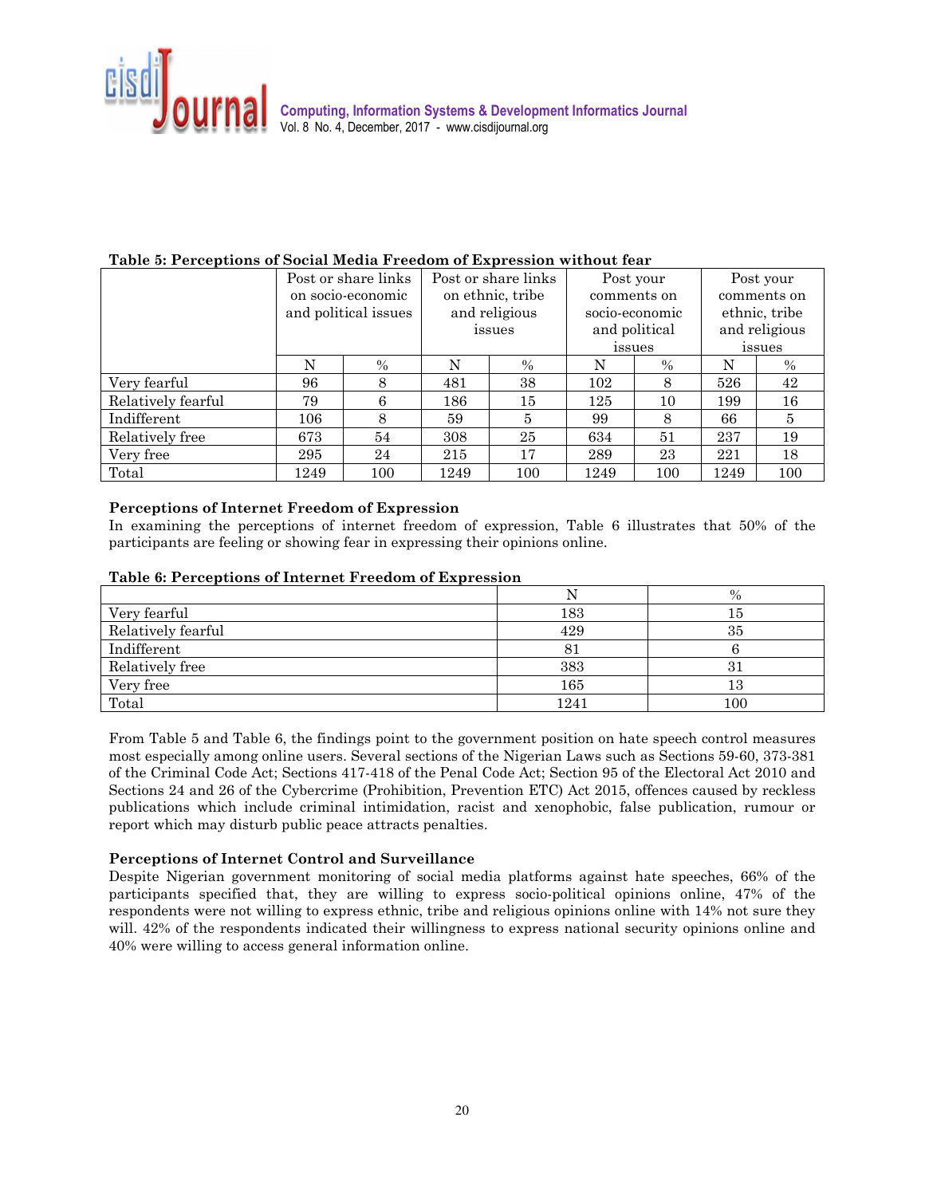**Table 5: Perceptions of Social Media Freedom of Expression without fear**

| | Post or share links on socio-economic and political issues | | Post or share links on ethnic, tribe and religious issues | | Post your comments on socio-economic and political issues | | Post your comments on ethnic, tribe and religious issues | |
|---|---|---|---|---|---|---|---|---|
| | N | % | N | % | N | % | N | % |
| Very fearful | 96 | 8 | 481 | 38 | 102 | 8 | 526 | 42 |
| Relatively fearful | 79 | 6 | 186 | 15 | 125 | 10 | 199 | 16 |
| Indifferent | 106 | 8 | 59 | 5 | 99 | 8 | 66 | 5 |
| Relatively free | 673 | 54 | 308 | 25 | 634 | 51 | 237 | 19 |
| Very free | 295 | 24 | 215 | 17 | 289 | 23 | 221 | 18 |
| Total | 1249 | 100 | 1249 | 100 | 1249 | 100 | 1249 | 100 |

### Perceptions of Internet Freedom of Expression

In examining the perceptions of internet freedom of expression, Table 6 illustrates that 50% of the participants are feeling or showing fear in expressing their opinions online.

**Table 6: Perceptions of Internet Freedom of Expression**

| | N | % |
|---|---|---|
| Very fearful | 183 | 15 |
| Relatively fearful | 429 | 35 |
| Indifferent | 81 | 6 |
| Relatively free | 383 | 31 |
| Very free | 165 | 13 |
| Total | 1241 | 100 |

From Table 5 and Table 6, the findings point to the government position on hate speech control measures most especially among online users. Several sections of the Nigerian Laws such as Sections 59-60, 373-381 of the Criminal Code Act; Sections 417-418 of the Penal Code Act; Section 95 of the Electoral Act 2010 and Sections 24 and 26 of the Cybercrime (Prohibition, Prevention ETC) Act 2015, offences caused by reckless publications which include criminal intimidation, racist and xenophobic, false publication, rumour or report which may disturb public peace attracts penalties.

### Perceptions of Internet Control and Surveillance

Despite Nigerian government monitoring of social media platforms against hate speeches, 66% of the participants specified that, they are willing to express socio-political opinions online, 47% of the respondents were not willing to express ethnic, tribe and religious opinions online with 14% not sure they will. 42% of the respondents indicated their willingness to express national security opinions online and 40% were willing to access general information online.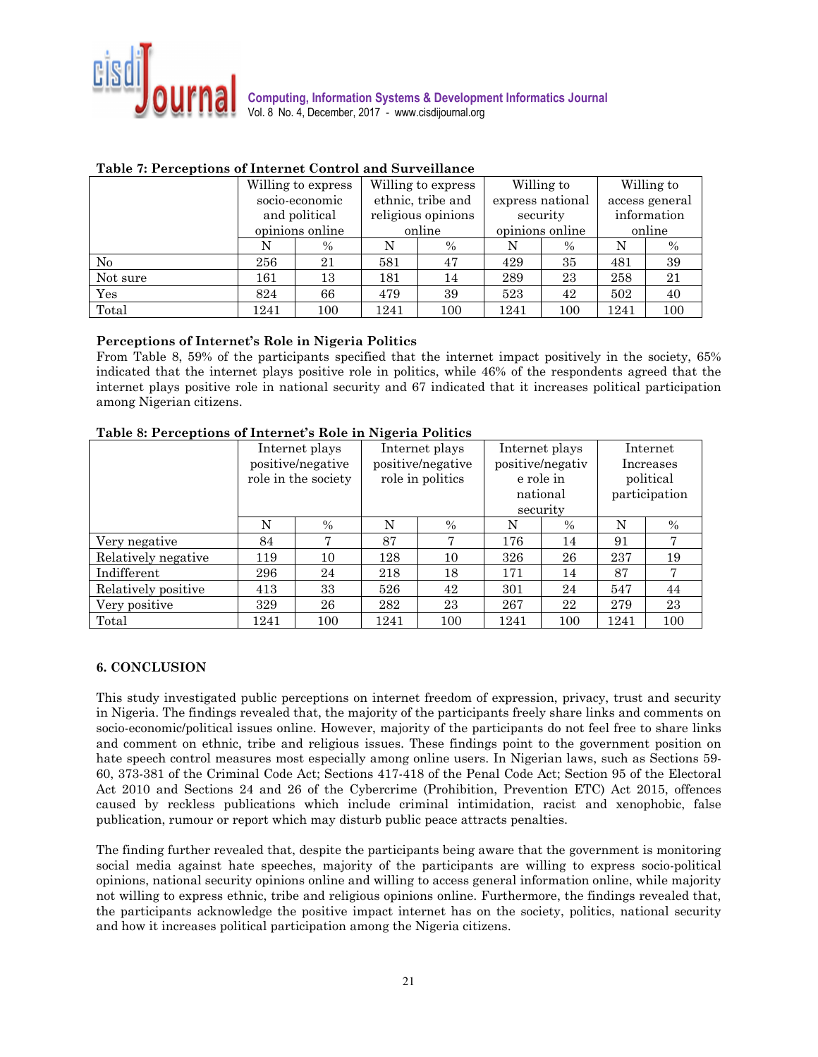**Table 7: Perceptions of Internet Control and Surveillance**

| | Willing to express socio-economic and political opinions online | | Willing to express ethnic, tribe and religious opinions online | | Willing to express national security opinions online | | Willing to access general information online | |
|---|---|---|---|---|---|---|---|---|
| | N | % | N | % | N | % | N | % |
| No | 256 | 21 | 581 | 47 | 429 | 35 | 481 | 39 |
| Not sure | 161 | 13 | 181 | 14 | 289 | 23 | 258 | 21 |
| Yes | 824 | 66 | 479 | 39 | 523 | 42 | 502 | 40 |
| Total | 1241 | 100 | 1241 | 100 | 1241 | 100 | 1241 | 100 |

**Perceptions of Internet's Role in Nigeria Politics**

From Table 8, 59% of the participants specified that the internet impact positively in the society, 65% indicated that the internet plays positive role in politics, while 46% of the respondents agreed that the internet plays positive role in national security and 67 indicated that it increases political participation among Nigerian citizens.

**Table 8: Perceptions of Internet's Role in Nigeria Politics**

| | Internet plays positive/negative role in the society | | Internet plays positive/negative role in politics | | Internet plays positive/negative role in national security | | Internet Increases political participation | |
|---|---|---|---|---|---|---|---|---|
| | N | % | N | % | N | % | N | % |
| Very negative | 84 | 7 | 87 | 7 | 176 | 14 | 91 | 7 |
| Relatively negative | 119 | 10 | 128 | 10 | 326 | 26 | 237 | 19 |
| Indifferent | 296 | 24 | 218 | 18 | 171 | 14 | 87 | 7 |
| Relatively positive | 413 | 33 | 526 | 42 | 301 | 24 | 547 | 44 |
| Very positive | 329 | 26 | 282 | 23 | 267 | 22 | 279 | 23 |
| Total | 1241 | 100 | 1241 | 100 | 1241 | 100 | 1241 | 100 |

## 6. CONCLUSION

This study investigated public perceptions on internet freedom of expression, privacy, trust and security in Nigeria. The findings revealed that, the majority of the participants freely share links and comments on socio-economic/political issues online. However, majority of the participants do not feel free to share links and comment on ethnic, tribe and religious issues. These findings point to the government position on hate speech control measures most especially among online users. In Nigerian laws, such as Sections 59-60, 373-381 of the Criminal Code Act; Sections 417-418 of the Penal Code Act; Section 95 of the Electoral Act 2010 and Sections 24 and 26 of the Cybercrime (Prohibition, Prevention ETC) Act 2015, offences caused by reckless publications which include criminal intimidation, racist and xenophobic, false publication, rumour or report which may disturb public peace attracts penalties.

The finding further revealed that, despite the participants being aware that the government is monitoring social media against hate speeches, majority of the participants are willing to express socio-political opinions, national security opinions online and willing to access general information online, while majority not willing to express ethnic, tribe and religious opinions online. Furthermore, the findings revealed that, the participants acknowledge the positive impact internet has on the society, politics, national security and how it increases political participation among the Nigeria citizens.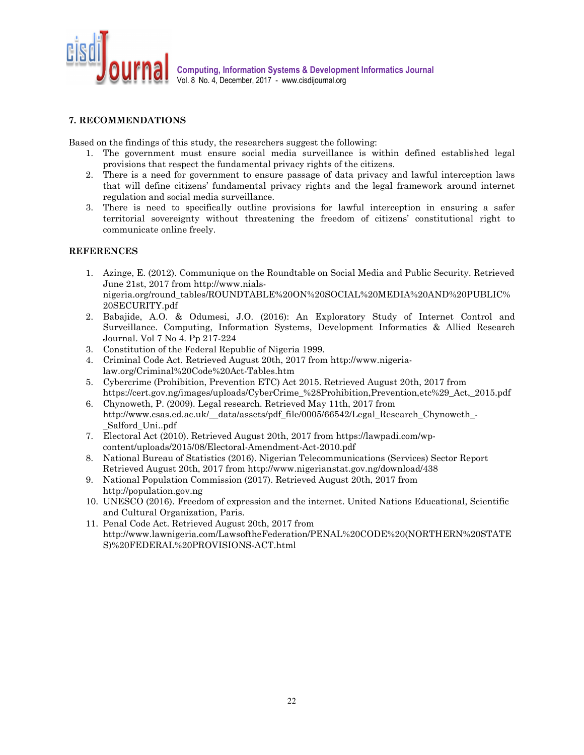## 7. RECOMMENDATIONS

Based on the findings of this study, the researchers suggest the following:

1. The government must ensure social media surveillance is within defined established legal provisions that respect the fundamental privacy rights of the citizens.
2. There is a need for government to ensure passage of data privacy and lawful interception laws that will define citizens' fundamental privacy rights and the legal framework around internet regulation and social media surveillance.
3. There is need to specifically outline provisions for lawful interception in ensuring a safer territorial sovereignty without threatening the freedom of citizens' constitutional right to communicate online freely.

## REFERENCES

1. Azinge, E. (2012). Communique on the Roundtable on Social Media and Public Security. Retrieved June 21st, 2017 from http://www.nials-nigeria.org/round_tables/ROUNDTABLE%20ON%20SOCIAL%20MEDIA%20AND%20PUBLIC%20SECURITY.pdf
2. Babajide, A.O. & Odumesi, J.O. (2016): An Exploratory Study of Internet Control and Surveillance. Computing, Information Systems, Development Informatics & Allied Research Journal. Vol 7 No 4. Pp 217-224
3. Constitution of the Federal Republic of Nigeria 1999.
4. Criminal Code Act. Retrieved August 20th, 2017 from http://www.nigeria-law.org/Criminal%20Code%20Act-Tables.htm
5. Cybercrime (Prohibition, Prevention ETC) Act 2015. Retrieved August 20th, 2017 from https://cert.gov.ng/images/uploads/CyberCrime_%28Prohibition,Prevention,etc%29_Act,_2015.pdf
6. Chynoweth, P. (2009). Legal research. Retrieved May 11th, 2017 from http://www.csas.ed.ac.uk/__data/assets/pdf_file/0005/66542/Legal_Research_Chynoweth_-_Salford_Uni..pdf
7. Electoral Act (2010). Retrieved August 20th, 2017 from https://lawpadi.com/wp-content/uploads/2015/08/Electoral-Amendment-Act-2010.pdf
8. National Bureau of Statistics (2016). Nigerian Telecommunications (Services) Sector Report Retrieved August 20th, 2017 from http://www.nigerianstat.gov.ng/download/438
9. National Population Commission (2017). Retrieved August 20th, 2017 from http://population.gov.ng
10. UNESCO (2016). Freedom of expression and the internet. United Nations Educational, Scientific and Cultural Organization, Paris.
11. Penal Code Act. Retrieved August 20th, 2017 from http://www.lawnigeria.com/LawsoftheFederation/PENAL%20CODE%20(NORTHERN%20STATES)%20FEDERAL%20PROVISIONS-ACT.html